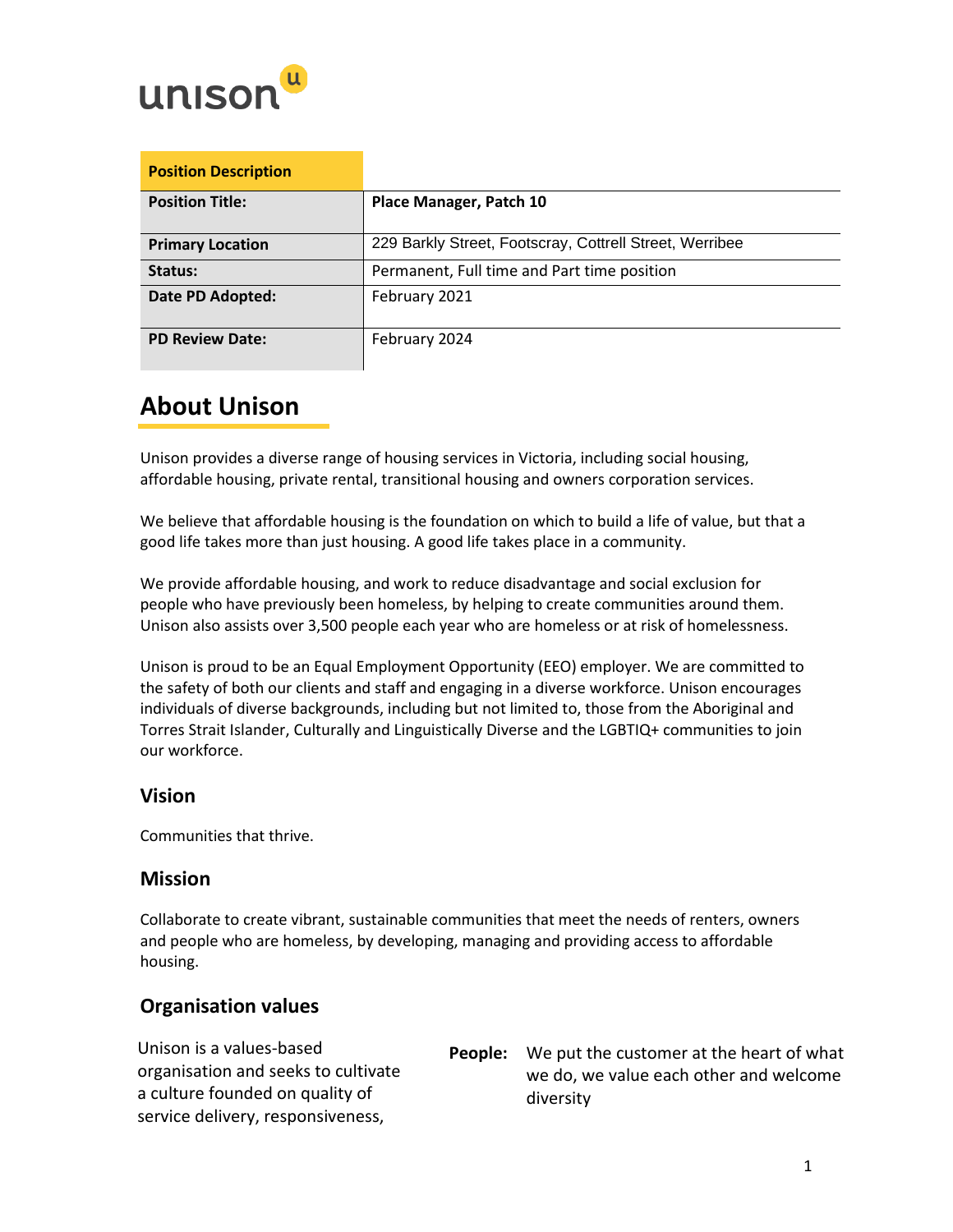unison

| Position Description | |
|---|---|
| **Position Title:** | **Place Manager, Patch 10** |
| **Primary Location** | 229 Barkly Street, Footscray, Cottrell Street, Werribee |
| **Status:** | Permanent, Full time and Part time position |
| **Date PD Adopted:** | February 2021 |
| **PD Review Date:** | February 2024 |

# About Unison

Unison provides a diverse range of housing services in Victoria, including social housing, affordable housing, private rental, transitional housing and owners corporation services.

We believe that affordable housing is the foundation on which to build a life of value, but that a good life takes more than just housing. A good life takes place in a community.

We provide affordable housing, and work to reduce disadvantage and social exclusion for people who have previously been homeless, by helping to create communities around them. Unison also assists over 3,500 people each year who are homeless or at risk of homelessness.

Unison is proud to be an Equal Employment Opportunity (EEO) employer. We are committed to the safety of both our clients and staff and engaging in a diverse workforce. Unison encourages individuals of diverse backgrounds, including but not limited to, those from the Aboriginal and Torres Strait Islander, Culturally and Linguistically Diverse and the LGBTIQ+ communities to join our workforce.

## Vision

Communities that thrive.

## Mission

Collaborate to create vibrant, sustainable communities that meet the needs of renters, owners and people who are homeless, by developing, managing and providing access to affordable housing.

## Organisation values

Unison is a values-based organisation and seeks to cultivate a culture founded on quality of service delivery, responsiveness,

**People:** We put the customer at the heart of what we do, we value each other and welcome diversity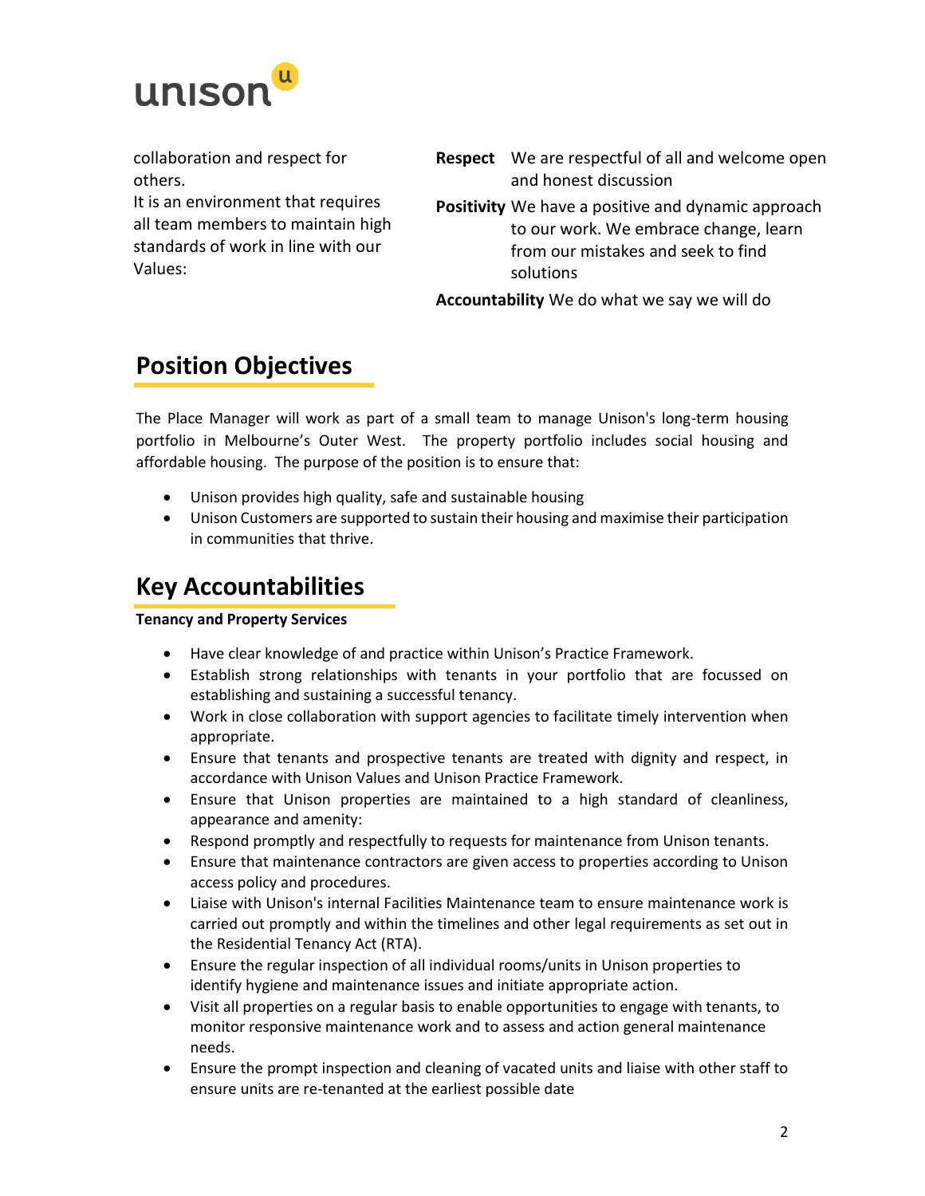collaboration and respect for others.
It is an environment that requires all team members to maintain high standards of work in line with our Values:

**Respect** We are respectful of all and welcome open and honest discussion

**Positivity** We have a positive and dynamic approach to our work. We embrace change, learn from our mistakes and seek to find solutions

**Accountability** We do what we say we will do

## Position Objectives

The Place Manager will work as part of a small team to manage Unison's long-term housing portfolio in Melbourne's Outer West. The property portfolio includes social housing and affordable housing. The purpose of the position is to ensure that:

- Unison provides high quality, safe and sustainable housing
- Unison Customers are supported to sustain their housing and maximise their participation in communities that thrive.

## Key Accountabilities

**Tenancy and Property Services**

- Have clear knowledge of and practice within Unison's Practice Framework.
- Establish strong relationships with tenants in your portfolio that are focussed on establishing and sustaining a successful tenancy.
- Work in close collaboration with support agencies to facilitate timely intervention when appropriate.
- Ensure that tenants and prospective tenants are treated with dignity and respect, in accordance with Unison Values and Unison Practice Framework.
- Ensure that Unison properties are maintained to a high standard of cleanliness, appearance and amenity:
- Respond promptly and respectfully to requests for maintenance from Unison tenants.
- Ensure that maintenance contractors are given access to properties according to Unison access policy and procedures.
- Liaise with Unison's internal Facilities Maintenance team to ensure maintenance work is carried out promptly and within the timelines and other legal requirements as set out in the Residential Tenancy Act (RTA).
- Ensure the regular inspection of all individual rooms/units in Unison properties to identify hygiene and maintenance issues and initiate appropriate action.
- Visit all properties on a regular basis to enable opportunities to engage with tenants, to monitor responsive maintenance work and to assess and action general maintenance needs.
- Ensure the prompt inspection and cleaning of vacated units and liaise with other staff to ensure units are re-tenanted at the earliest possible date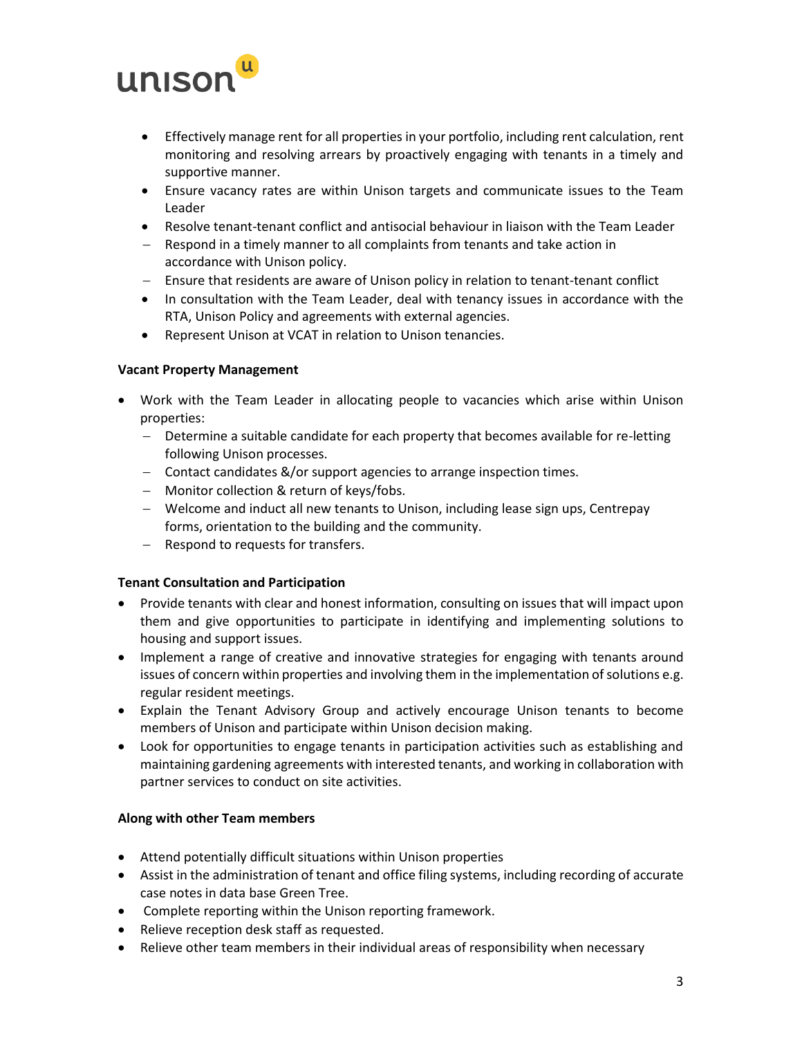- Effectively manage rent for all properties in your portfolio, including rent calculation, rent monitoring and resolving arrears by proactively engaging with tenants in a timely and supportive manner.
- Ensure vacancy rates are within Unison targets and communicate issues to the Team Leader
- Resolve tenant-tenant conflict and antisocial behaviour in liaison with the Team Leader
  - Respond in a timely manner to all complaints from tenants and take action in accordance with Unison policy.
  - Ensure that residents are aware of Unison policy in relation to tenant-tenant conflict
- In consultation with the Team Leader, deal with tenancy issues in accordance with the RTA, Unison Policy and agreements with external agencies.
- Represent Unison at VCAT in relation to Unison tenancies.

**Vacant Property Management**

- Work with the Team Leader in allocating people to vacancies which arise within Unison properties:
  - Determine a suitable candidate for each property that becomes available for re-letting following Unison processes.
  - Contact candidates &/or support agencies to arrange inspection times.
  - Monitor collection & return of keys/fobs.
  - Welcome and induct all new tenants to Unison, including lease sign ups, Centrepay forms, orientation to the building and the community.
  - Respond to requests for transfers.

**Tenant Consultation and Participation**

- Provide tenants with clear and honest information, consulting on issues that will impact upon them and give opportunities to participate in identifying and implementing solutions to housing and support issues.
- Implement a range of creative and innovative strategies for engaging with tenants around issues of concern within properties and involving them in the implementation of solutions e.g. regular resident meetings.
- Explain the Tenant Advisory Group and actively encourage Unison tenants to become members of Unison and participate within Unison decision making.
- Look for opportunities to engage tenants in participation activities such as establishing and maintaining gardening agreements with interested tenants, and working in collaboration with partner services to conduct on site activities.

**Along with other Team members**

- Attend potentially difficult situations within Unison properties
- Assist in the administration of tenant and office filing systems, including recording of accurate case notes in data base Green Tree.
- Complete reporting within the Unison reporting framework.
- Relieve reception desk staff as requested.
- Relieve other team members in their individual areas of responsibility when necessary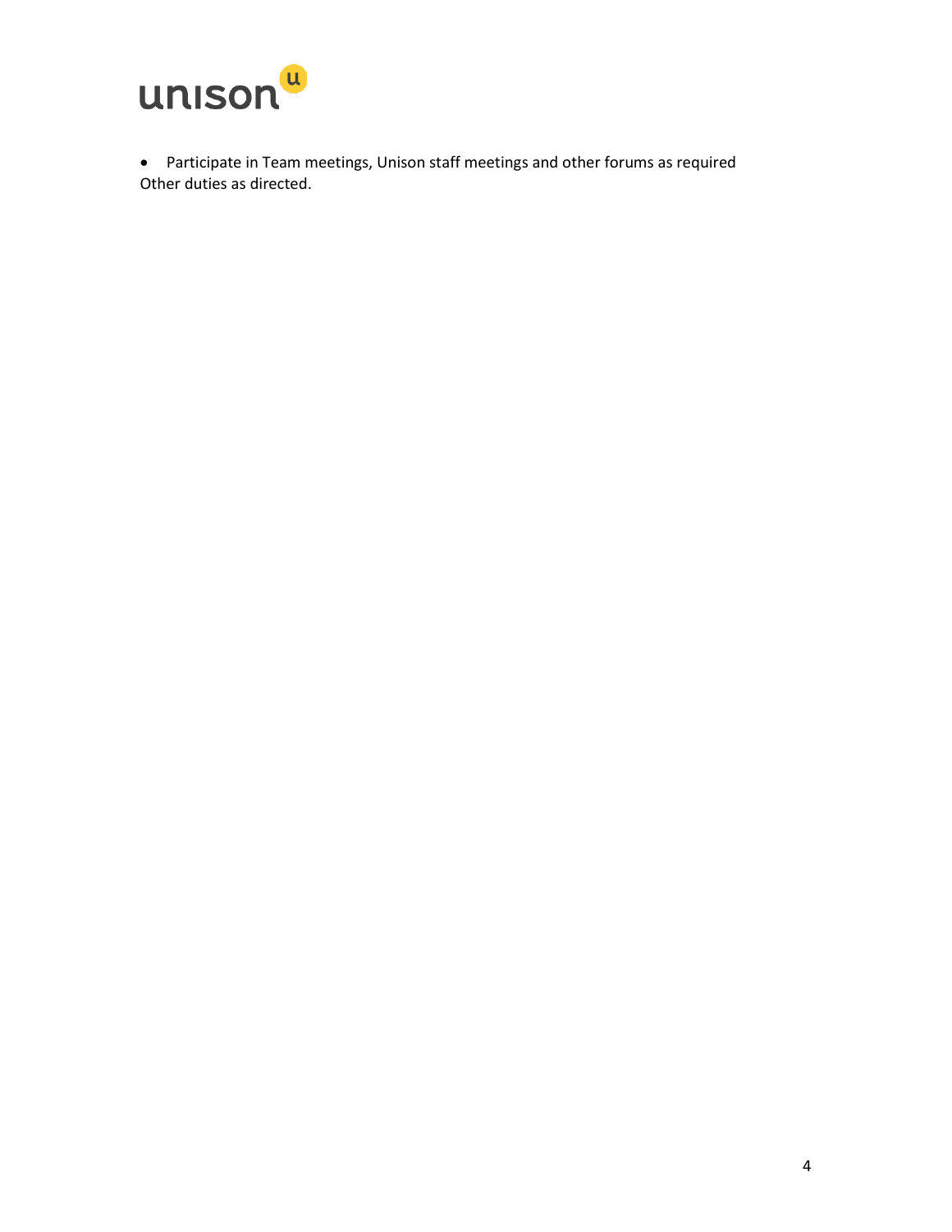- Participate in Team meetings, Unison staff meetings and other forums as required

Other duties as directed.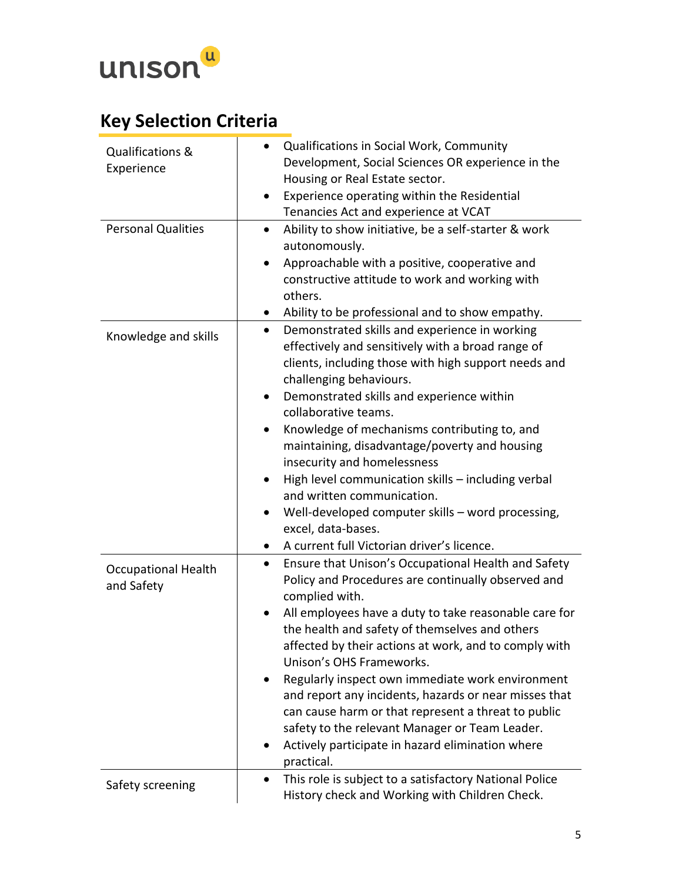## Key Selection Criteria

| | |
|---|---|
| Qualifications & Experience | • Qualifications in Social Work, Community Development, Social Sciences OR experience in the Housing or Real Estate sector.<br>• Experience operating within the Residential Tenancies Act and experience at VCAT |
| Personal Qualities | • Ability to show initiative, be a self-starter & work autonomously.<br>• Approachable with a positive, cooperative and constructive attitude to work and working with others.<br>• Ability to be professional and to show empathy. |
| Knowledge and skills | • Demonstrated skills and experience in working effectively and sensitively with a broad range of clients, including those with high support needs and challenging behaviours.<br>• Demonstrated skills and experience within collaborative teams.<br>• Knowledge of mechanisms contributing to, and maintaining, disadvantage/poverty and housing insecurity and homelessness<br>• High level communication skills – including verbal and written communication.<br>• Well-developed computer skills – word processing, excel, data-bases.<br>• A current full Victorian driver's licence. |
| Occupational Health and Safety | • Ensure that Unison's Occupational Health and Safety Policy and Procedures are continually observed and complied with.<br>• All employees have a duty to take reasonable care for the health and safety of themselves and others affected by their actions at work, and to comply with Unison's OHS Frameworks.<br>• Regularly inspect own immediate work environment and report any incidents, hazards or near misses that can cause harm or that represent a threat to public safety to the relevant Manager or Team Leader.<br>• Actively participate in hazard elimination where practical. |
| Safety screening | • This role is subject to a satisfactory National Police History check and Working with Children Check. |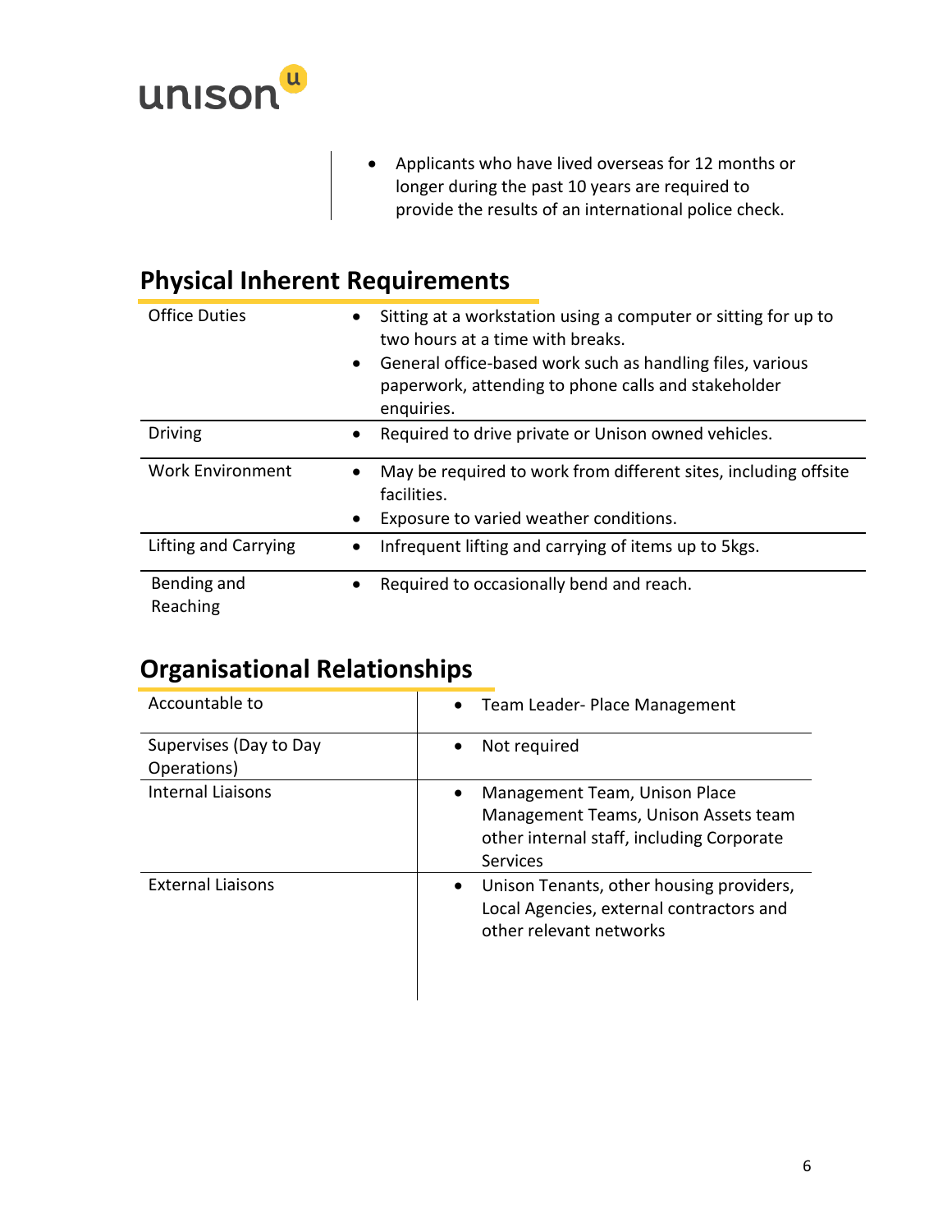| | |
|---|---|
| | • Applicants who have lived overseas for 12 months or longer during the past 10 years are required to provide the results of an international police check. |

## Physical Inherent Requirements

| | |
|---|---|
| Office Duties | • Sitting at a workstation using a computer or sitting for up to two hours at a time with breaks.<br>• General office-based work such as handling files, various paperwork, attending to phone calls and stakeholder enquiries. |
| Driving | • Required to drive private or Unison owned vehicles. |
| Work Environment | • May be required to work from different sites, including offsite facilities.<br>• Exposure to varied weather conditions. |
| Lifting and Carrying | • Infrequent lifting and carrying of items up to 5kgs. |
| Bending and Reaching | • Required to occasionally bend and reach. |

## Organisational Relationships

| | |
|---|---|
| Accountable to | • Team Leader- Place Management |
| Supervises (Day to Day Operations) | • Not required |
| Internal Liaisons | • Management Team, Unison Place Management Teams, Unison Assets team other internal staff, including Corporate Services |
| External Liaisons | • Unison Tenants, other housing providers, Local Agencies, external contractors and other relevant networks |